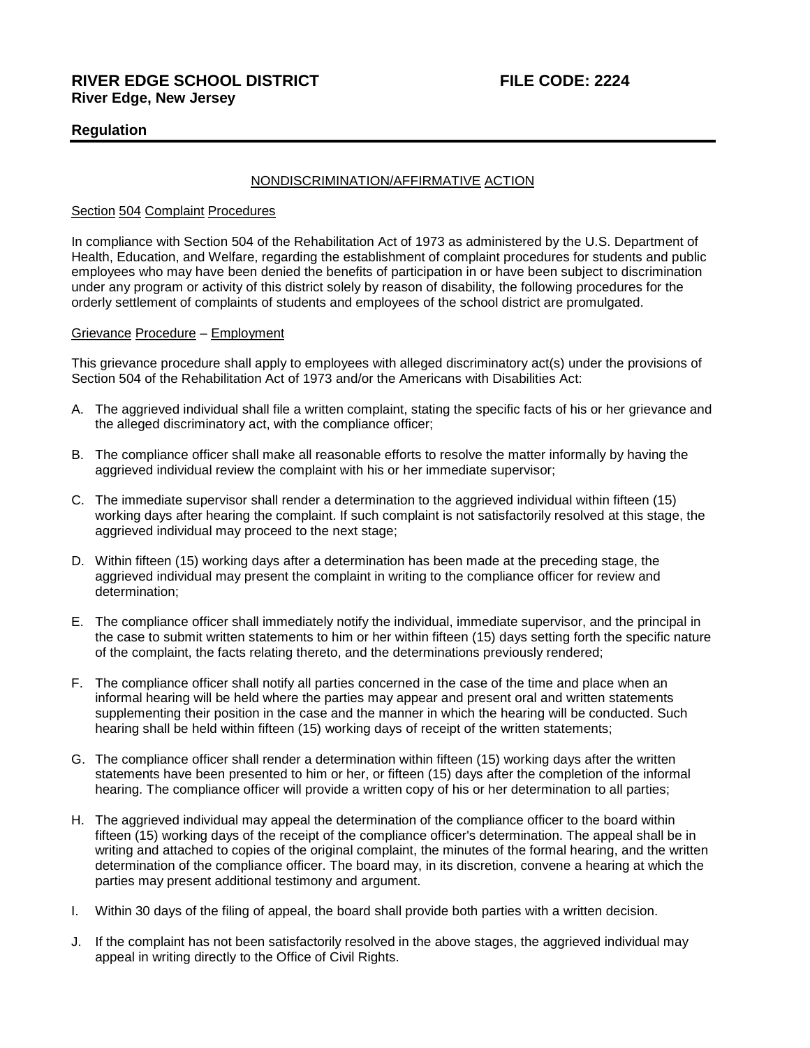**RIVER EDGE SCHOOL DISTRICT** **FILE CODE: 2224**
**River Edge, New Jersey**

**Regulation**

## NONDISCRIMINATION/AFFIRMATIVE ACTION

### Section 504 Complaint Procedures

In compliance with Section 504 of the Rehabilitation Act of 1973 as administered by the U.S. Department of Health, Education, and Welfare, regarding the establishment of complaint procedures for students and public employees who may have been denied the benefits of participation in or have been subject to discrimination under any program or activity of this district solely by reason of disability, the following procedures for the orderly settlement of complaints of students and employees of the school district are promulgated.

### Grievance Procedure – Employment

This grievance procedure shall apply to employees with alleged discriminatory act(s) under the provisions of Section 504 of the Rehabilitation Act of 1973 and/or the Americans with Disabilities Act:

A. The aggrieved individual shall file a written complaint, stating the specific facts of his or her grievance and the alleged discriminatory act, with the compliance officer;

B. The compliance officer shall make all reasonable efforts to resolve the matter informally by having the aggrieved individual review the complaint with his or her immediate supervisor;

C. The immediate supervisor shall render a determination to the aggrieved individual within fifteen (15) working days after hearing the complaint. If such complaint is not satisfactorily resolved at this stage, the aggrieved individual may proceed to the next stage;

D. Within fifteen (15) working days after a determination has been made at the preceding stage, the aggrieved individual may present the complaint in writing to the compliance officer for review and determination;

E. The compliance officer shall immediately notify the individual, immediate supervisor, and the principal in the case to submit written statements to him or her within fifteen (15) days setting forth the specific nature of the complaint, the facts relating thereto, and the determinations previously rendered;

F. The compliance officer shall notify all parties concerned in the case of the time and place when an informal hearing will be held where the parties may appear and present oral and written statements supplementing their position in the case and the manner in which the hearing will be conducted. Such hearing shall be held within fifteen (15) working days of receipt of the written statements;

G. The compliance officer shall render a determination within fifteen (15) working days after the written statements have been presented to him or her, or fifteen (15) days after the completion of the informal hearing. The compliance officer will provide a written copy of his or her determination to all parties;

H. The aggrieved individual may appeal the determination of the compliance officer to the board within fifteen (15) working days of the receipt of the compliance officer's determination. The appeal shall be in writing and attached to copies of the original complaint, the minutes of the formal hearing, and the written determination of the compliance officer. The board may, in its discretion, convene a hearing at which the parties may present additional testimony and argument.

I. Within 30 days of the filing of appeal, the board shall provide both parties with a written decision.

J. If the complaint has not been satisfactorily resolved in the above stages, the aggrieved individual may appeal in writing directly to the Office of Civil Rights.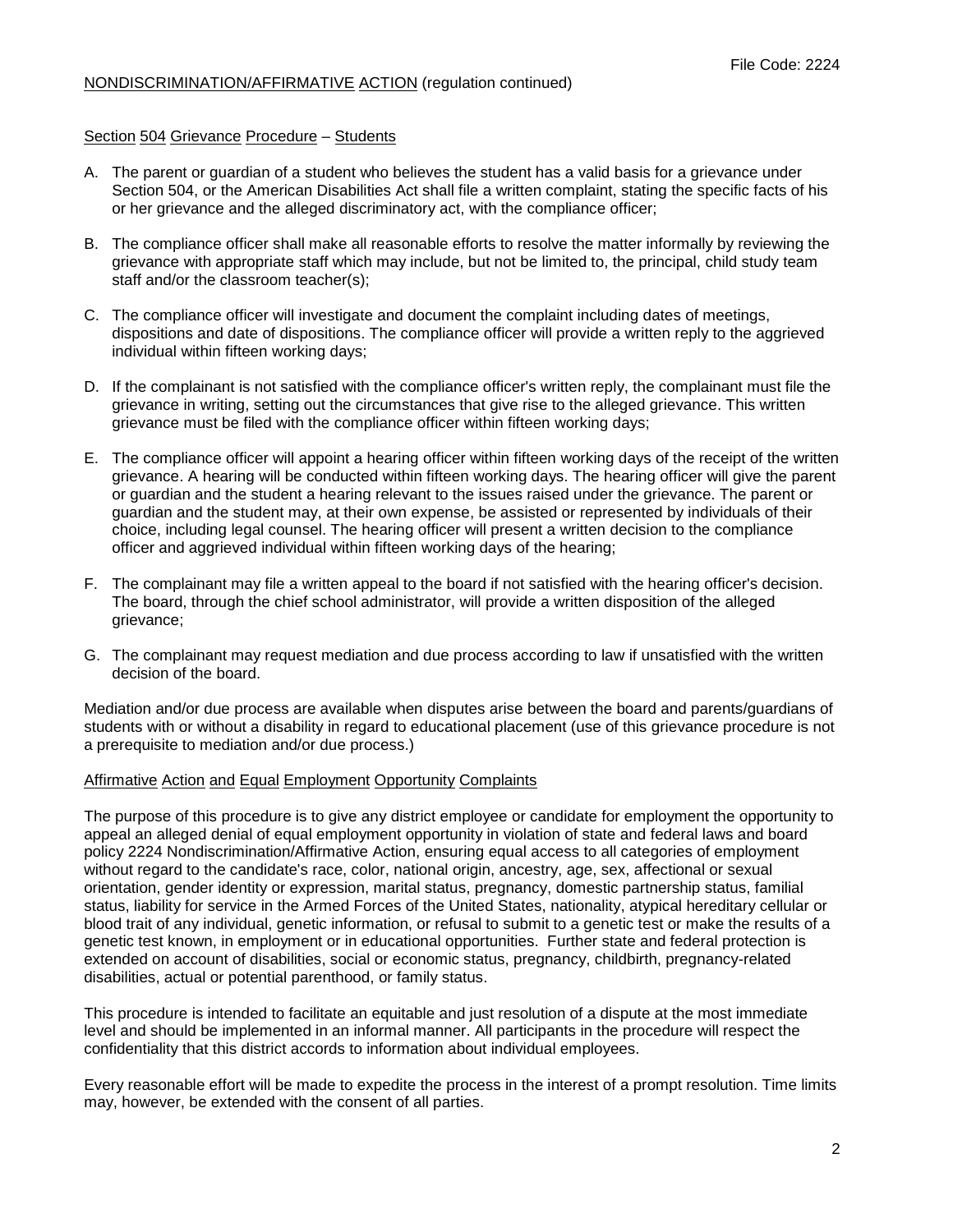## Section 504 Grievance Procedure – Students

A. The parent or guardian of a student who believes the student has a valid basis for a grievance under Section 504, or the American Disabilities Act shall file a written complaint, stating the specific facts of his or her grievance and the alleged discriminatory act, with the compliance officer;

B. The compliance officer shall make all reasonable efforts to resolve the matter informally by reviewing the grievance with appropriate staff which may include, but not be limited to, the principal, child study team staff and/or the classroom teacher(s);

C. The compliance officer will investigate and document the complaint including dates of meetings, dispositions and date of dispositions. The compliance officer will provide a written reply to the aggrieved individual within fifteen working days;

D. If the complainant is not satisfied with the compliance officer's written reply, the complainant must file the grievance in writing, setting out the circumstances that give rise to the alleged grievance. This written grievance must be filed with the compliance officer within fifteen working days;

E. The compliance officer will appoint a hearing officer within fifteen working days of the receipt of the written grievance. A hearing will be conducted within fifteen working days. The hearing officer will give the parent or guardian and the student a hearing relevant to the issues raised under the grievance. The parent or guardian and the student may, at their own expense, be assisted or represented by individuals of their choice, including legal counsel. The hearing officer will present a written decision to the compliance officer and aggrieved individual within fifteen working days of the hearing;

F. The complainant may file a written appeal to the board if not satisfied with the hearing officer's decision. The board, through the chief school administrator, will provide a written disposition of the alleged grievance;

G. The complainant may request mediation and due process according to law if unsatisfied with the written decision of the board.

Mediation and/or due process are available when disputes arise between the board and parents/guardians of students with or without a disability in regard to educational placement (use of this grievance procedure is not a prerequisite to mediation and/or due process.)

## Affirmative Action and Equal Employment Opportunity Complaints

The purpose of this procedure is to give any district employee or candidate for employment the opportunity to appeal an alleged denial of equal employment opportunity in violation of state and federal laws and board policy 2224 Nondiscrimination/Affirmative Action, ensuring equal access to all categories of employment without regard to the candidate's race, color, national origin, ancestry, age, sex, affectional or sexual orientation, gender identity or expression, marital status, pregnancy, domestic partnership status, familial status, liability for service in the Armed Forces of the United States, nationality, atypical hereditary cellular or blood trait of any individual, genetic information, or refusal to submit to a genetic test or make the results of a genetic test known, in employment or in educational opportunities. Further state and federal protection is extended on account of disabilities, social or economic status, pregnancy, childbirth, pregnancy-related disabilities, actual or potential parenthood, or family status.

This procedure is intended to facilitate an equitable and just resolution of a dispute at the most immediate level and should be implemented in an informal manner. All participants in the procedure will respect the confidentiality that this district accords to information about individual employees.

Every reasonable effort will be made to expedite the process in the interest of a prompt resolution. Time limits may, however, be extended with the consent of all parties.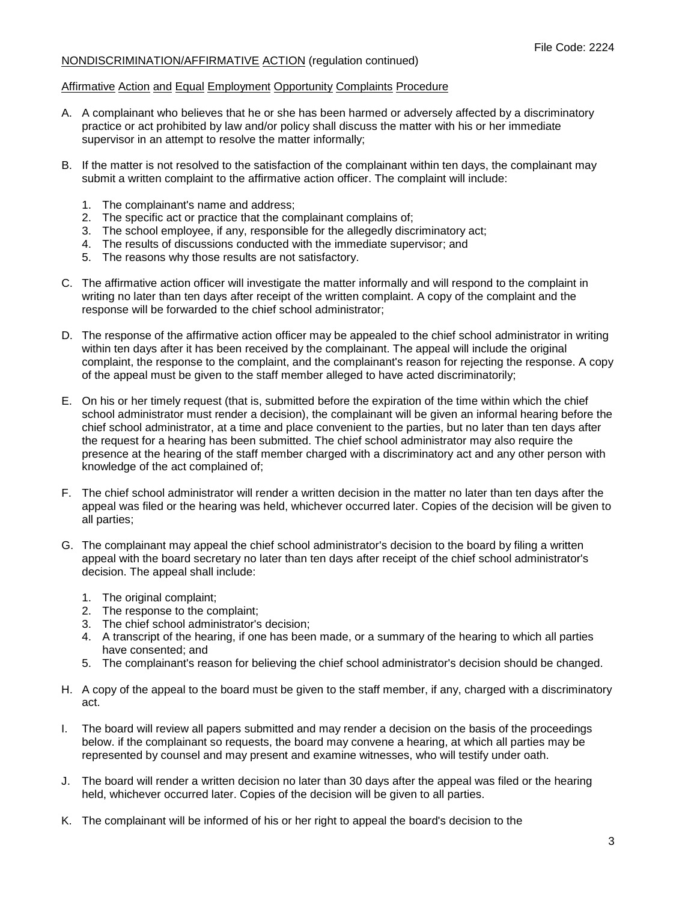NONDISCRIMINATION/AFFIRMATIVE ACTION (regulation continued)

Affirmative Action and Equal Employment Opportunity Complaints Procedure

A. A complainant who believes that he or she has been harmed or adversely affected by a discriminatory practice or act prohibited by law and/or policy shall discuss the matter with his or her immediate supervisor in an attempt to resolve the matter informally;

B. If the matter is not resolved to the satisfaction of the complainant within ten days, the complainant may submit a written complaint to the affirmative action officer. The complaint will include:

   1. The complainant's name and address;
   2. The specific act or practice that the complainant complains of;
   3. The school employee, if any, responsible for the allegedly discriminatory act;
   4. The results of discussions conducted with the immediate supervisor; and
   5. The reasons why those results are not satisfactory.

C. The affirmative action officer will investigate the matter informally and will respond to the complaint in writing no later than ten days after receipt of the written complaint. A copy of the complaint and the response will be forwarded to the chief school administrator;

D. The response of the affirmative action officer may be appealed to the chief school administrator in writing within ten days after it has been received by the complainant. The appeal will include the original complaint, the response to the complaint, and the complainant's reason for rejecting the response. A copy of the appeal must be given to the staff member alleged to have acted discriminatorily;

E. On his or her timely request (that is, submitted before the expiration of the time within which the chief school administrator must render a decision), the complainant will be given an informal hearing before the chief school administrator, at a time and place convenient to the parties, but no later than ten days after the request for a hearing has been submitted. The chief school administrator may also require the presence at the hearing of the staff member charged with a discriminatory act and any other person with knowledge of the act complained of;

F. The chief school administrator will render a written decision in the matter no later than ten days after the appeal was filed or the hearing was held, whichever occurred later. Copies of the decision will be given to all parties;

G. The complainant may appeal the chief school administrator's decision to the board by filing a written appeal with the board secretary no later than ten days after receipt of the chief school administrator's decision. The appeal shall include:

   1. The original complaint;
   2. The response to the complaint;
   3. The chief school administrator's decision;
   4. A transcript of the hearing, if one has been made, or a summary of the hearing to which all parties have consented; and
   5. The complainant's reason for believing the chief school administrator's decision should be changed.

H. A copy of the appeal to the board must be given to the staff member, if any, charged with a discriminatory act.

I. The board will review all papers submitted and may render a decision on the basis of the proceedings below. if the complainant so requests, the board may convene a hearing, at which all parties may be represented by counsel and may present and examine witnesses, who will testify under oath.

J. The board will render a written decision no later than 30 days after the appeal was filed or the hearing held, whichever occurred later. Copies of the decision will be given to all parties.

K. The complainant will be informed of his or her right to appeal the board's decision to the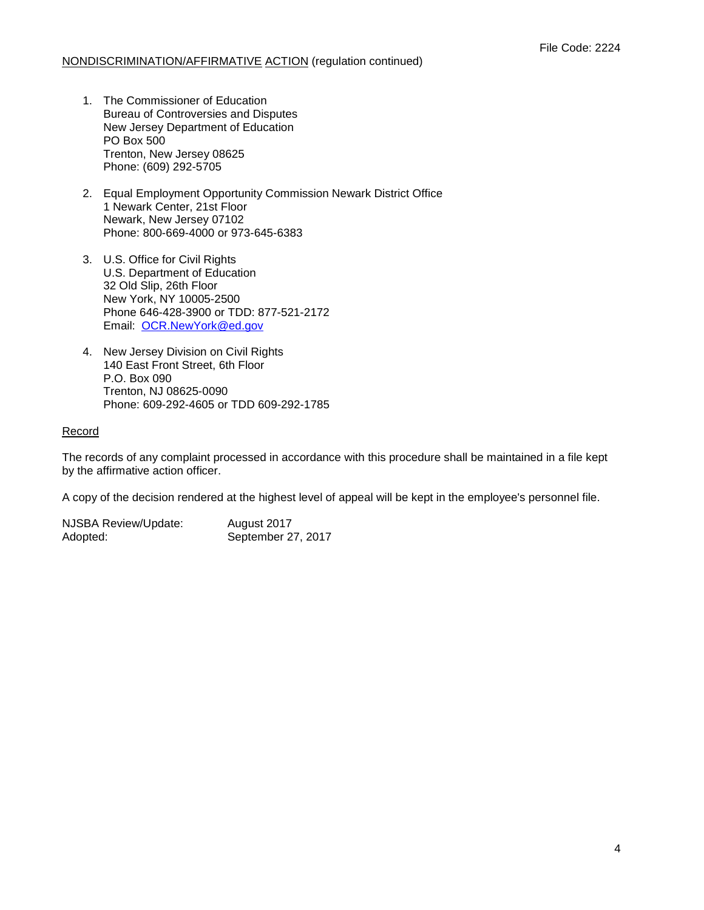1. The Commissioner of Education
   Bureau of Controversies and Disputes
   New Jersey Department of Education
   PO Box 500
   Trenton, New Jersey 08625
   Phone: (609) 292-5705

2. Equal Employment Opportunity Commission Newark District Office
   1 Newark Center, 21st Floor
   Newark, New Jersey 07102
   Phone: 800-669-4000 or 973-645-6383

3. U.S. Office for Civil Rights
   U.S. Department of Education
   32 Old Slip, 26th Floor
   New York, NY 10005-2500
   Phone 646-428-3900 or TDD: 877-521-2172
   Email: OCR.NewYork@ed.gov

4. New Jersey Division on Civil Rights
   140 East Front Street, 6th Floor
   P.O. Box 090
   Trenton, NJ 08625-0090
   Phone: 609-292-4605 or TDD 609-292-1785

## Record

The records of any complaint processed in accordance with this procedure shall be maintained in a file kept by the affirmative action officer.

A copy of the decision rendered at the highest level of appeal will be kept in the employee's personnel file.

| | |
|---|---|
| NJSBA Review/Update: | August 2017 |
| Adopted: | September 27, 2017 |